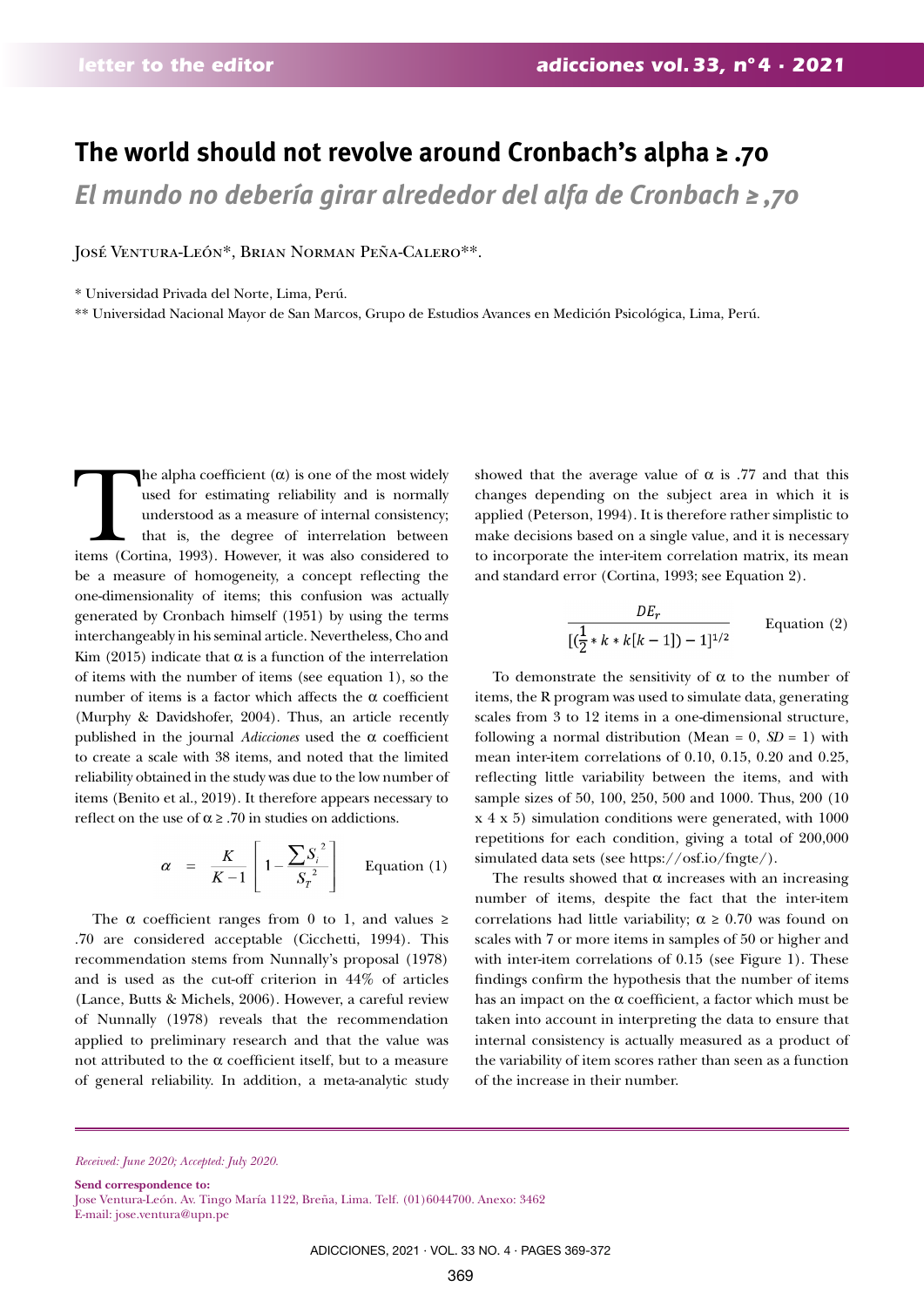# The world should not revolve around Cronbach's alpha ≥ .70

## *El mundo no debería girar alrededor del alfa de Cronbach ≥ ,70*

José Ventura-León*, Brian Norman Peña-Calero**.

\* Universidad Privada del Norte, Lima, Perú.

\*\* Universidad Nacional Mayor de San Marcos, Grupo de Estudios Avances en Medición Psicológica, Lima, Perú.

The alpha coefficient (α) is one of the most widely used for estimating reliability and is normally understood as a measure of internal consistency; that is, the degree of interrelation between items (Cortina, 1993). However, it was also considered to be a measure of homogeneity, a concept reflecting the one-dimensionality of items; this confusion was actually generated by Cronbach himself (1951) by using the terms interchangeably in his seminal article. Nevertheless, Cho and Kim (2015) indicate that α is a function of the interrelation of items with the number of items (see equation 1), so the number of items is a factor which affects the α coefficient (Murphy & Davidshofer, 2004). Thus, an article recently published in the journal *Adicciones* used the α coefficient to create a scale with 38 items, and noted that the limited reliability obtained in the study was due to the low number of items (Benito et al., 2019). It therefore appears necessary to reflect on the use of α ≥ .70 in studies on addictions.

$$\alpha = \frac{K}{K-1}\left[1 - \frac{\sum S_i^2}{S_T^2}\right] \qquad \text{Equation (1)}$$

The α coefficient ranges from 0 to 1, and values ≥ .70 are considered acceptable (Cicchetti, 1994). This recommendation stems from Nunnally's proposal (1978) and is used as the cut-off criterion in 44% of articles (Lance, Butts & Michels, 2006). However, a careful review of Nunnally (1978) reveals that the recommendation applied to preliminary research and that the value was not attributed to the α coefficient itself, but to a measure of general reliability. In addition, a meta-analytic study showed that the average value of α is .77 and that this changes depending on the subject area in which it is applied (Peterson, 1994). It is therefore rather simplistic to make decisions based on a single value, and it is necessary to incorporate the inter-item correlation matrix, its mean and standard error (Cortina, 1993; see Equation 2).

$$\frac{DE_r}{[(\frac{1}{2} * k * k[k-1]) - 1]^{1/2}} \qquad \text{Equation (2)}$$

To demonstrate the sensitivity of α to the number of items, the R program was used to simulate data, generating scales from 3 to 12 items in a one-dimensional structure, following a normal distribution (Mean = 0, *SD* = 1) with mean inter-item correlations of 0.10, 0.15, 0.20 and 0.25, reflecting little variability between the items, and with sample sizes of 50, 100, 250, 500 and 1000. Thus, 200 (10 x 4 x 5) simulation conditions were generated, with 1000 repetitions for each condition, giving a total of 200,000 simulated data sets (see https://osf.io/fngte/).

The results showed that α increases with an increasing number of items, despite the fact that the inter-item correlations had little variability; α ≥ 0.70 was found on scales with 7 or more items in samples of 50 or higher and with inter-item correlations of 0.15 (see Figure 1). These findings confirm the hypothesis that the number of items has an impact on the α coefficient, a factor which must be taken into account in interpreting the data to ensure that internal consistency is actually measured as a product of the variability of item scores rather than seen as a function of the increase in their number.

*Received: June 2020; Accepted: July 2020.*

**Send correspondence to:**
Jose Ventura-León. Av. Tingo María 1122, Breña, Lima. Telf. (01)6044700. Anexo: 3462
E-mail: jose.ventura@upn.pe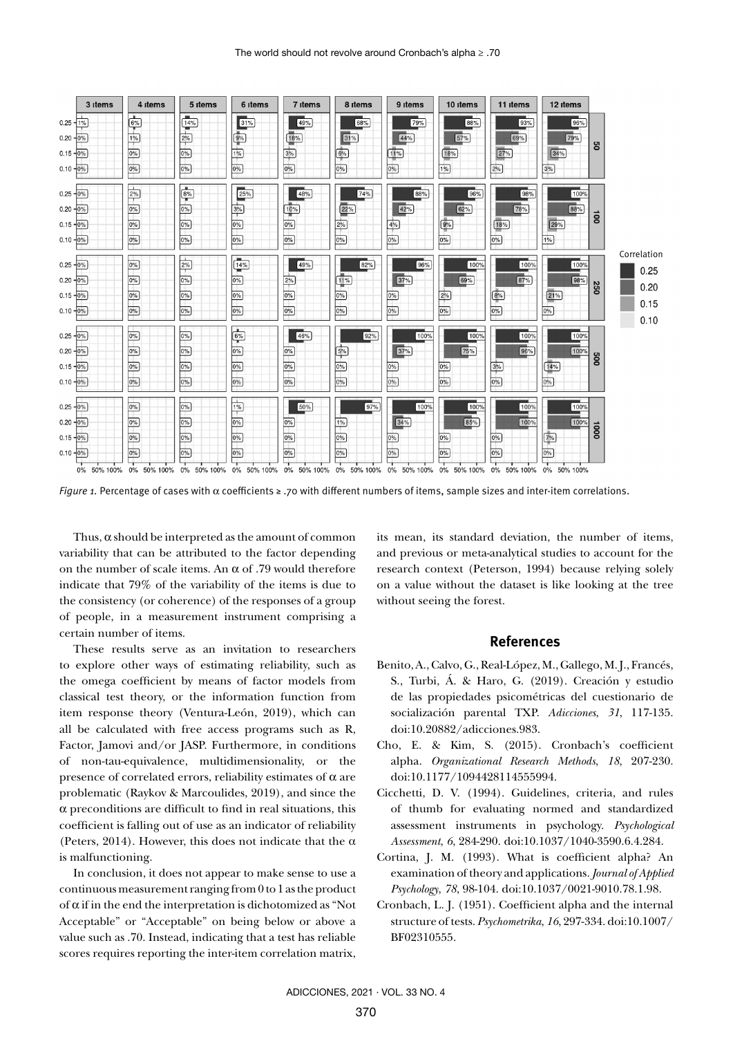*Figure 1.* Percentage of cases with α coefficients ≥ .70 with different numbers of items, sample sizes and inter-item correlations.

Thus, α should be interpreted as the amount of common variability that can be attributed to the factor depending on the number of scale items. An α of .79 would therefore indicate that 79% of the variability of the items is due to the consistency (or coherence) of the responses of a group of people, in a measurement instrument comprising a certain number of items.

These results serve as an invitation to researchers to explore other ways of estimating reliability, such as the omega coefficient by means of factor models from classical test theory, or the information function from item response theory (Ventura-León, 2019), which can all be calculated with free access programs such as R, Factor, Jamovi and/or JASP. Furthermore, in conditions of non-tau-equivalence, multidimensionality, or the presence of correlated errors, reliability estimates of α are problematic (Raykov & Marcoulides, 2019), and since the α preconditions are difficult to find in real situations, this coefficient is falling out of use as an indicator of reliability (Peters, 2014). However, this does not indicate that the α is malfunctioning.

In conclusion, it does not appear to make sense to use a continuous measurement ranging from 0 to 1 as the product of α if in the end the interpretation is dichotomized as "Not Acceptable" or "Acceptable" on being below or above a value such as .70. Instead, indicating that a test has reliable scores requires reporting the inter-item correlation matrix, its mean, its standard deviation, the number of items, and previous or meta-analytical studies to account for the research context (Peterson, 1994) because relying solely on a value without the dataset is like looking at the tree without seeing the forest.

## References

Benito, A., Calvo, G., Real-López, M., Gallego, M. J., Francés, S., Turbi, Á. & Haro, G. (2019). Creación y estudio de las propiedades psicométricas del cuestionario de socialización parental TXP. *Adicciones*, *31*, 117-135. doi:10.20882/adicciones.983.

Cho, E. & Kim, S. (2015). Cronbach's coefficient alpha. *Organizational Research Methods*, *18*, 207-230. doi:10.1177/1094428114555994.

Cicchetti, D. V. (1994). Guidelines, criteria, and rules of thumb for evaluating normed and standardized assessment instruments in psychology. *Psychological Assessment*, *6*, 284-290. doi:10.1037/1040-3590.6.4.284.

Cortina, J. M. (1993). What is coefficient alpha? An examination of theory and applications. *Journal of Applied Psychology*, *78*, 98-104. doi:10.1037/0021-9010.78.1.98.

Cronbach, L. J. (1951). Coefficient alpha and the internal structure of tests. *Psychometrika, 16*, 297-334. doi:10.1007/BF02310555.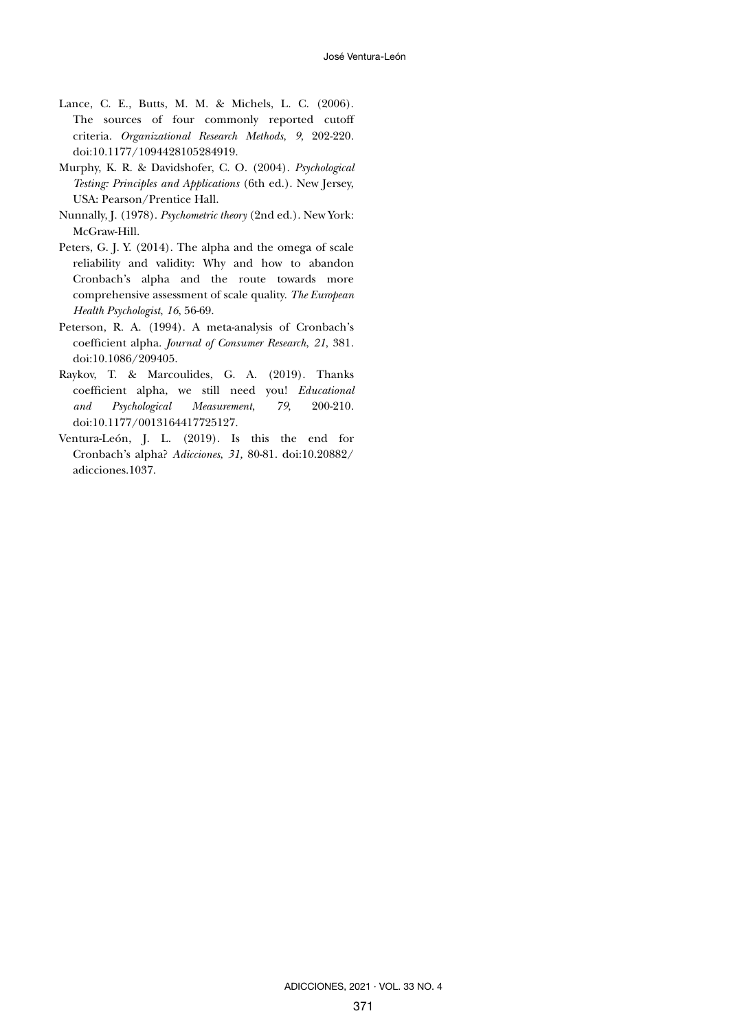Lance, C. E., Butts, M. M. & Michels, L. C. (2006). The sources of four commonly reported cutoff criteria. *Organizational Research Methods*, *9*, 202-220. doi:10.1177/1094428105284919.

Murphy, K. R. & Davidshofer, C. O. (2004). *Psychological Testing: Principles and Applications* (6th ed.). New Jersey, USA: Pearson/Prentice Hall.

Nunnally, J. (1978). *Psychometric theory* (2nd ed.). New York: McGraw-Hill.

Peters, G. J. Y. (2014). The alpha and the omega of scale reliability and validity: Why and how to abandon Cronbach's alpha and the route towards more comprehensive assessment of scale quality. *The European Health Psychologist*, *16*, 56-69.

Peterson, R. A. (1994). A meta-analysis of Cronbach's coefficient alpha. *Journal of Consumer Research, 21*, 381. doi:10.1086/209405.

Raykov, T. & Marcoulides, G. A. (2019). Thanks coefficient alpha, we still need you! *Educational and Psychological Measurement*, *79*, 200-210. doi:10.1177/0013164417725127.

Ventura-León, J. L. (2019). Is this the end for Cronbach's alpha? *Adicciones*, *31,* 80-81. doi:10.20882/adicciones.1037.